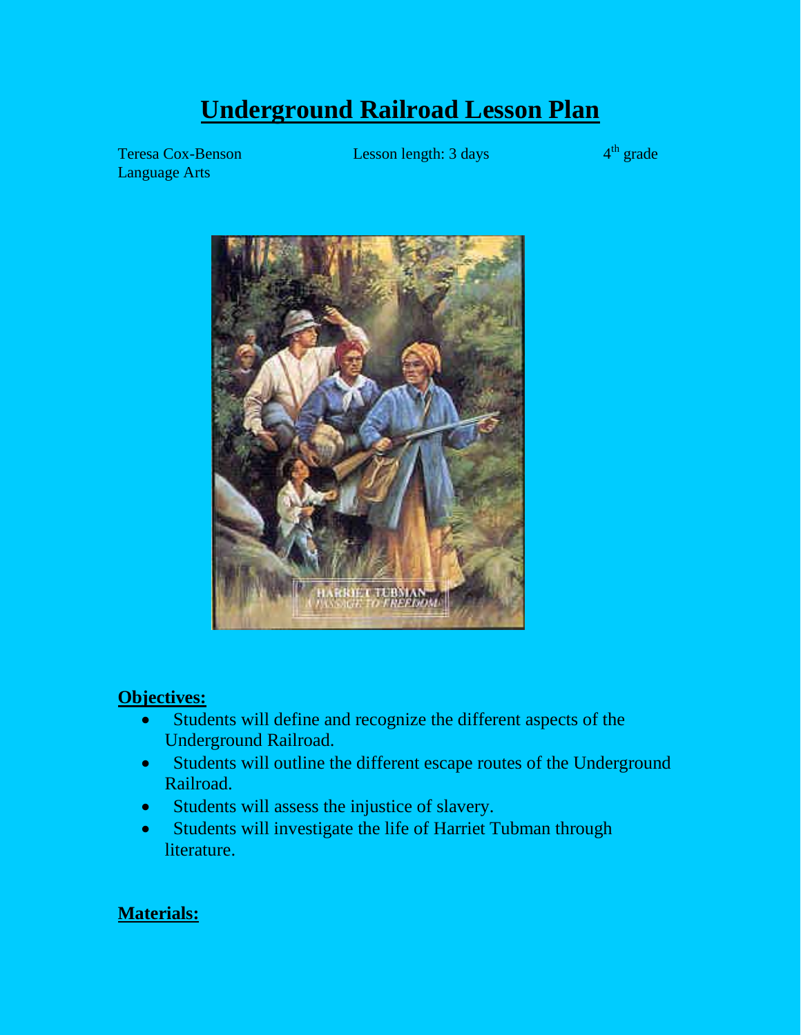# Underground Railroad Lesson Plan

Teresa Cox-Benson
Language Arts

Lesson length: 3 days

4th grade

## Objectives:

- Students will define and recognize the different aspects of the Underground Railroad.
- Students will outline the different escape routes of the Underground Railroad.
- Students will assess the injustice of slavery.
- Students will investigate the life of Harriet Tubman through literature.

## Materials: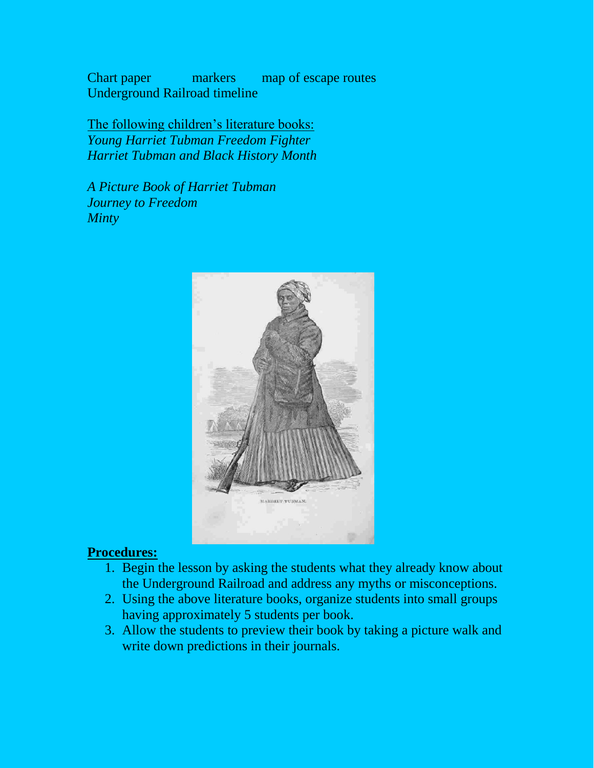Chart paper markers map of escape routes
Underground Railroad timeline

The following children's literature books:
*Young Harriet Tubman Freedom Fighter*
*Harriet Tubman and Black History Month*

*A Picture Book of Harriet Tubman*
*Journey to Freedom*
*Minty*

**Procedures:**

1. Begin the lesson by asking the students what they already know about the Underground Railroad and address any myths or misconceptions.
2. Using the above literature books, organize students into small groups having approximately 5 students per book.
3. Allow the students to preview their book by taking a picture walk and write down predictions in their journals.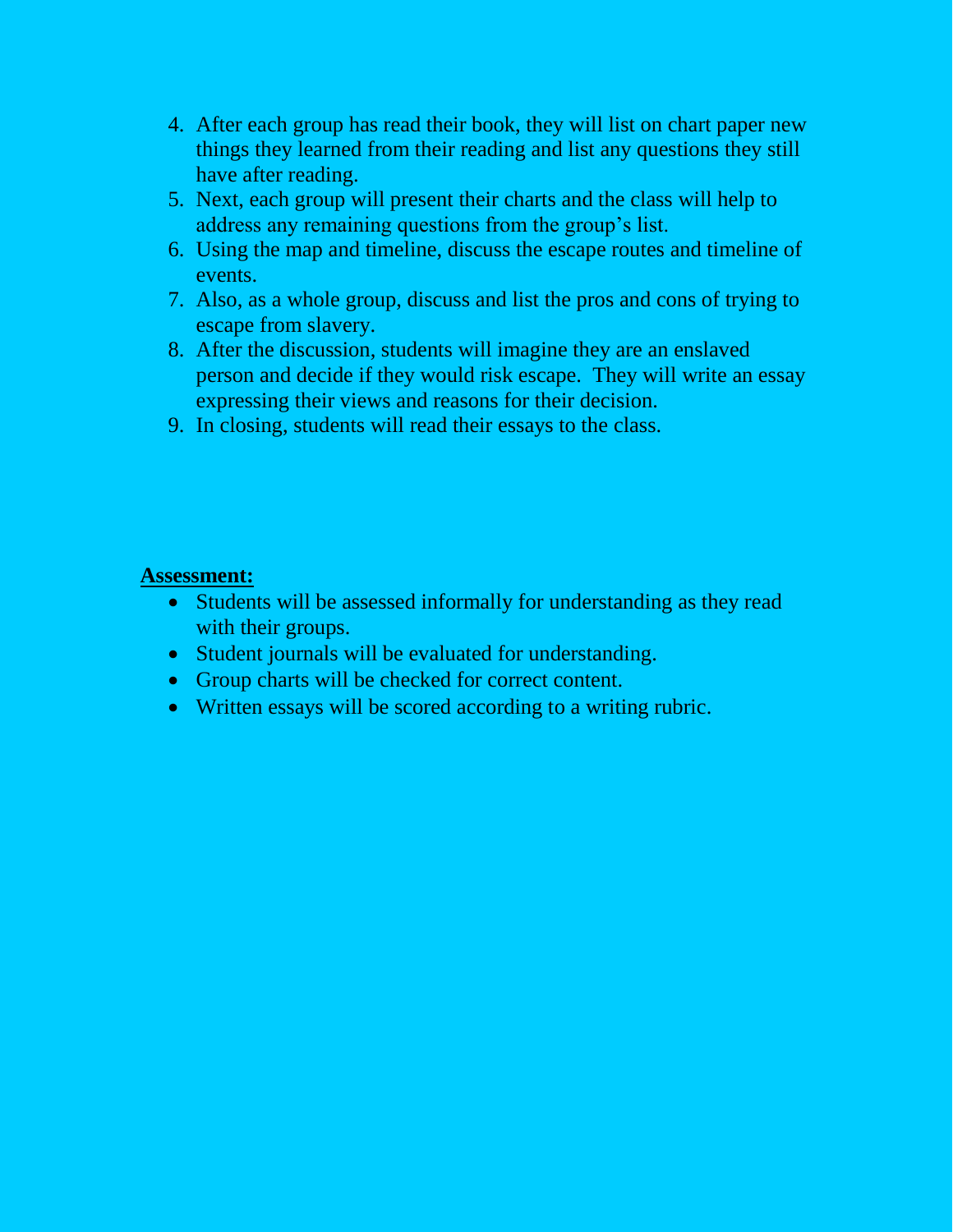4. After each group has read their book, they will list on chart paper new things they learned from their reading and list any questions they still have after reading.
5. Next, each group will present their charts and the class will help to address any remaining questions from the group's list.
6. Using the map and timeline, discuss the escape routes and timeline of events.
7. Also, as a whole group, discuss and list the pros and cons of trying to escape from slavery.
8. After the discussion, students will imagine they are an enslaved person and decide if they would risk escape. They will write an essay expressing their views and reasons for their decision.
9. In closing, students will read their essays to the class.

**Assessment:**

- Students will be assessed informally for understanding as they read with their groups.
- Student journals will be evaluated for understanding.
- Group charts will be checked for correct content.
- Written essays will be scored according to a writing rubric.